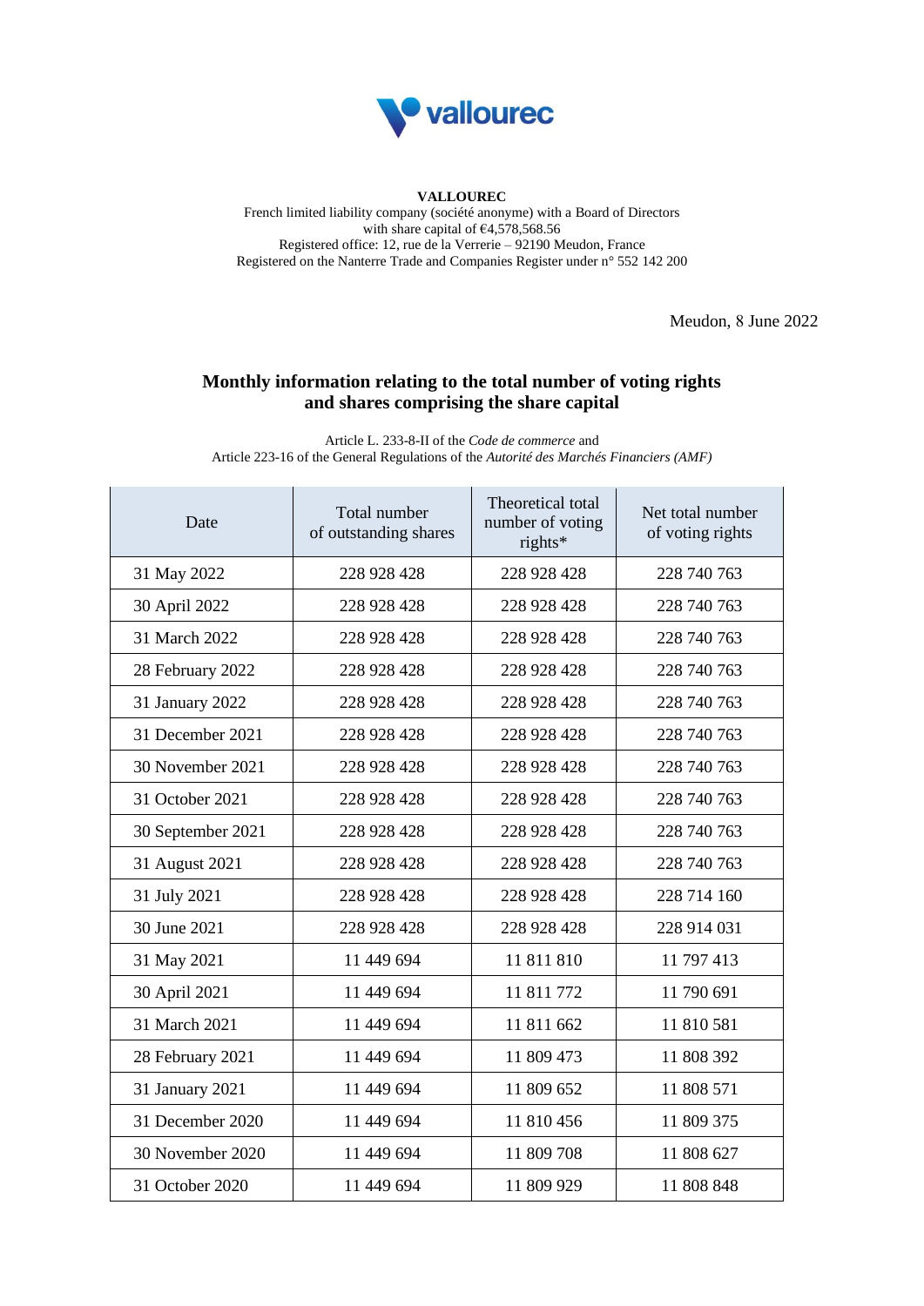**VALLOUREC**
French limited liability company (société anonyme) with a Board of Directors
with share capital of €4,578,568.56
Registered office: 12, rue de la Verrerie – 92190 Meudon, France
Registered on the Nanterre Trade and Companies Register under n° 552 142 200

Meudon, 8 June 2022

## Monthly information relating to the total number of voting rights and shares comprising the share capital

Article L. 233-8-II of the *Code de commerce* and
Article 223-16 of the General Regulations of the *Autorité des Marchés Financiers (AMF)*

| Date | Total number of outstanding shares | Theoretical total number of voting rights* | Net total number of voting rights |
|---|---|---|---|
| 31 May 2022 | 228 928 428 | 228 928 428 | 228 740 763 |
| 30 April 2022 | 228 928 428 | 228 928 428 | 228 740 763 |
| 31 March 2022 | 228 928 428 | 228 928 428 | 228 740 763 |
| 28 February 2022 | 228 928 428 | 228 928 428 | 228 740 763 |
| 31 January 2022 | 228 928 428 | 228 928 428 | 228 740 763 |
| 31 December 2021 | 228 928 428 | 228 928 428 | 228 740 763 |
| 30 November 2021 | 228 928 428 | 228 928 428 | 228 740 763 |
| 31 October 2021 | 228 928 428 | 228 928 428 | 228 740 763 |
| 30 September 2021 | 228 928 428 | 228 928 428 | 228 740 763 |
| 31 August 2021 | 228 928 428 | 228 928 428 | 228 740 763 |
| 31 July 2021 | 228 928 428 | 228 928 428 | 228 714 160 |
| 30 June 2021 | 228 928 428 | 228 928 428 | 228 914 031 |
| 31 May 2021 | 11 449 694 | 11 811 810 | 11 797 413 |
| 30 April 2021 | 11 449 694 | 11 811 772 | 11 790 691 |
| 31 March 2021 | 11 449 694 | 11 811 662 | 11 810 581 |
| 28 February 2021 | 11 449 694 | 11 809 473 | 11 808 392 |
| 31 January 2021 | 11 449 694 | 11 809 652 | 11 808 571 |
| 31 December 2020 | 11 449 694 | 11 810 456 | 11 809 375 |
| 30 November 2020 | 11 449 694 | 11 809 708 | 11 808 627 |
| 31 October 2020 | 11 449 694 | 11 809 929 | 11 808 848 |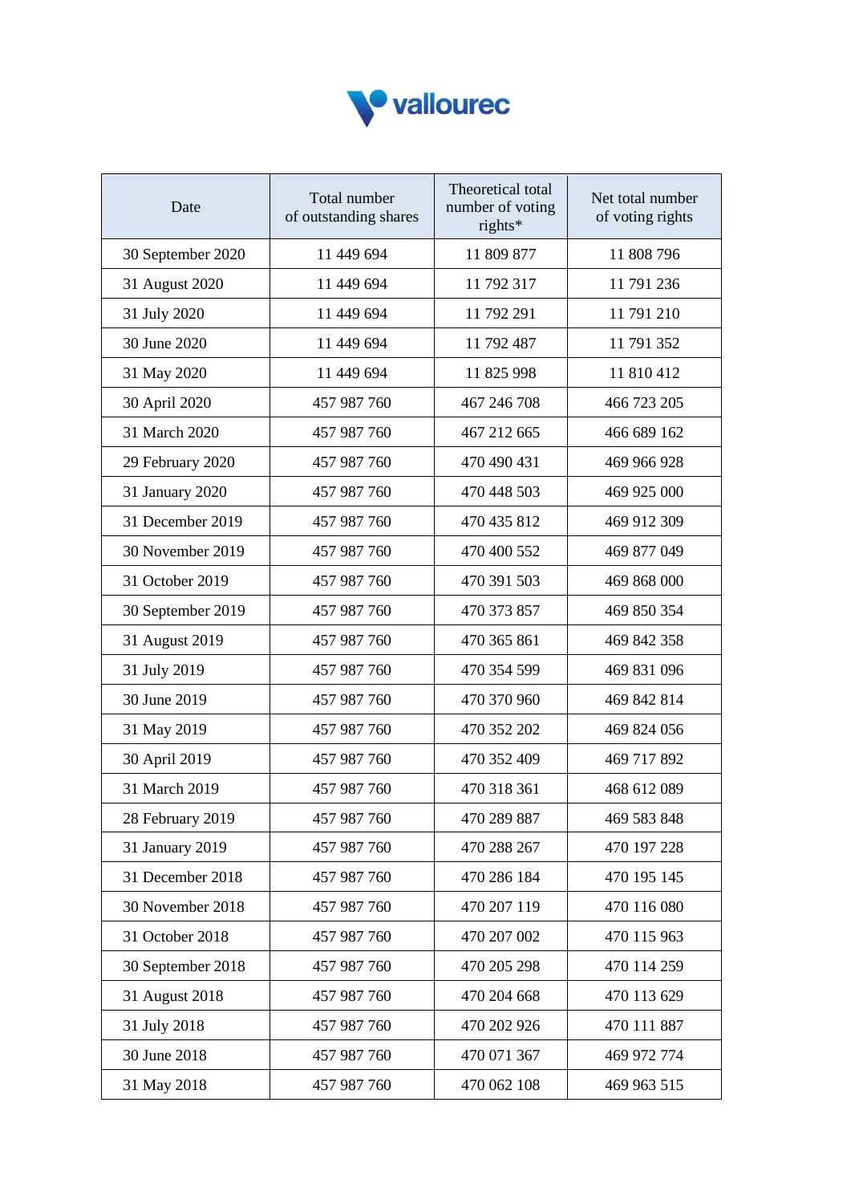vallourec

| Date | Total number of outstanding shares | Theoretical total number of voting rights* | Net total number of voting rights |
|---|---|---|---|
| 30 September 2020 | 11 449 694 | 11 809 877 | 11 808 796 |
| 31 August 2020 | 11 449 694 | 11 792 317 | 11 791 236 |
| 31 July 2020 | 11 449 694 | 11 792 291 | 11 791 210 |
| 30 June 2020 | 11 449 694 | 11 792 487 | 11 791 352 |
| 31 May 2020 | 11 449 694 | 11 825 998 | 11 810 412 |
| 30 April 2020 | 457 987 760 | 467 246 708 | 466 723 205 |
| 31 March 2020 | 457 987 760 | 467 212 665 | 466 689 162 |
| 29 February 2020 | 457 987 760 | 470 490 431 | 469 966 928 |
| 31 January 2020 | 457 987 760 | 470 448 503 | 469 925 000 |
| 31 December 2019 | 457 987 760 | 470 435 812 | 469 912 309 |
| 30 November 2019 | 457 987 760 | 470 400 552 | 469 877 049 |
| 31 October 2019 | 457 987 760 | 470 391 503 | 469 868 000 |
| 30 September 2019 | 457 987 760 | 470 373 857 | 469 850 354 |
| 31 August 2019 | 457 987 760 | 470 365 861 | 469 842 358 |
| 31 July 2019 | 457 987 760 | 470 354 599 | 469 831 096 |
| 30 June 2019 | 457 987 760 | 470 370 960 | 469 842 814 |
| 31 May 2019 | 457 987 760 | 470 352 202 | 469 824 056 |
| 30 April 2019 | 457 987 760 | 470 352 409 | 469 717 892 |
| 31 March 2019 | 457 987 760 | 470 318 361 | 468 612 089 |
| 28 February 2019 | 457 987 760 | 470 289 887 | 469 583 848 |
| 31 January 2019 | 457 987 760 | 470 288 267 | 470 197 228 |
| 31 December 2018 | 457 987 760 | 470 286 184 | 470 195 145 |
| 30 November 2018 | 457 987 760 | 470 207 119 | 470 116 080 |
| 31 October 2018 | 457 987 760 | 470 207 002 | 470 115 963 |
| 30 September 2018 | 457 987 760 | 470 205 298 | 470 114 259 |
| 31 August 2018 | 457 987 760 | 470 204 668 | 470 113 629 |
| 31 July 2018 | 457 987 760 | 470 202 926 | 470 111 887 |
| 30 June 2018 | 457 987 760 | 470 071 367 | 469 972 774 |
| 31 May 2018 | 457 987 760 | 470 062 108 | 469 963 515 |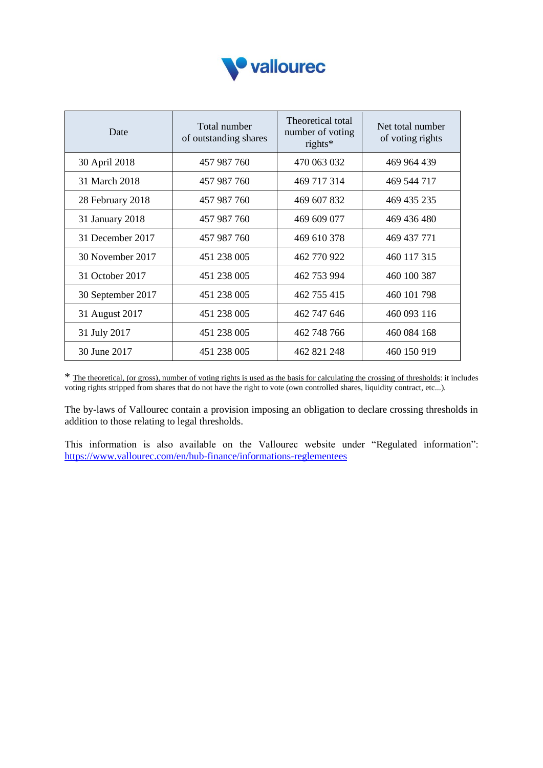| Date | Total number of outstanding shares | Theoretical total number of voting rights* | Net total number of voting rights |
|---|---|---|---|
| 30 April 2018 | 457 987 760 | 470 063 032 | 469 964 439 |
| 31 March 2018 | 457 987 760 | 469 717 314 | 469 544 717 |
| 28 February 2018 | 457 987 760 | 469 607 832 | 469 435 235 |
| 31 January 2018 | 457 987 760 | 469 609 077 | 469 436 480 |
| 31 December 2017 | 457 987 760 | 469 610 378 | 469 437 771 |
| 30 November 2017 | 451 238 005 | 462 770 922 | 460 117 315 |
| 31 October 2017 | 451 238 005 | 462 753 994 | 460 100 387 |
| 30 September 2017 | 451 238 005 | 462 755 415 | 460 101 798 |
| 31 August 2017 | 451 238 005 | 462 747 646 | 460 093 116 |
| 31 July 2017 | 451 238 005 | 462 748 766 | 460 084 168 |
| 30 June 2017 | 451 238 005 | 462 821 248 | 460 150 919 |

* The theoretical, (or gross), number of voting rights is used as the basis for calculating the crossing of thresholds: it includes voting rights stripped from shares that do not have the right to vote (own controlled shares, liquidity contract, etc...).

The by-laws of Vallourec contain a provision imposing an obligation to declare crossing thresholds in addition to those relating to legal thresholds.

This information is also available on the Vallourec website under "Regulated information": https://www.vallourec.com/en/hub-finance/informations-reglementees